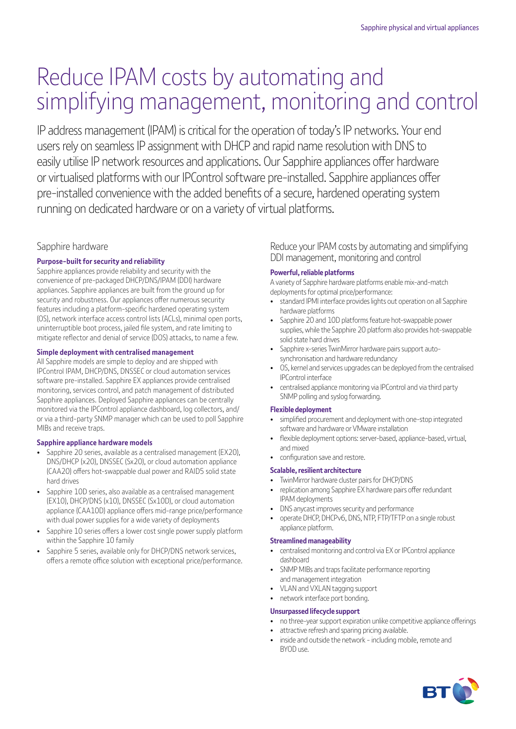# Reduce IPAM costs by automating and simplifying management, monitoring and control

IP address management (IPAM) is critical for the operation of today's IP networks. Your end users rely on seamless IP assignment with DHCP and rapid name resolution with DNS to easily utilise IP network resources and applications. Our Sapphire appliances offer hardware or virtualised platforms with our IPControl software pre-installed. Sapphire appliances offer pre-installed convenience with the added benefits of a secure, hardened operating system running on dedicated hardware or on a variety of virtual platforms.

## Sapphire hardware

### Purpose-built for security and reliability

Sapphire appliances provide reliability and security with the convenience of pre-packaged DHCP/DNS/IPAM (DDI) hardware appliances. Sapphire appliances are built from the ground up for security and robustness. Our appliances offer numerous security features including a platform-specific hardened operating system (OS), network interface access control lists (ACLs), minimal open ports, uninterruptible boot process, jailed file system, and rate limiting to mitigate reflector and denial of service (DOS) attacks, to name a few.

### Simple deployment with centralised management

All Sapphire models are simple to deploy and are shipped with IPControl IPAM, DHCP/DNS, DNSSEC or cloud automation services software pre-installed. Sapphire EX appliances provide centralised monitoring, services control, and patch management of distributed Sapphire appliances. Deployed Sapphire appliances can be centrally monitored via the IPControl appliance dashboard, log collectors, and/or via a third-party SNMP manager which can be used to poll Sapphire MIBs and receive traps.

### Sapphire appliance hardware models

- Sapphire 20 series, available as a centralised management (EX20), DNS/DHCP (x20), DNSSEC (Sx20), or cloud automation appliance (CAA20) offers hot-swappable dual power and RAID5 solid state hard drives
- Sapphire 10D series, also available as a centralised management (EX10), DHCP/DNS (x10), DNSSEC (Sx10D), or cloud automation appliance (CAA10D) appliance offers mid-range price/performance with dual power supplies for a wide variety of deployments
- Sapphire 10 series offers a lower cost single power supply platform within the Sapphire 10 family
- Sapphire 5 series, available only for DHCP/DNS network services, offers a remote office solution with exceptional price/performance.

## Reduce your IPAM costs by automating and simplifying DDI management, monitoring and control

### Powerful, reliable platforms

A variety of Sapphire hardware platforms enable mix-and-match deployments for optimal price/performance:

- standard IPMI interface provides lights out operation on all Sapphire hardware platforms
- Sapphire 20 and 10D platforms feature hot-swappable power supplies, while the Sapphire 20 platform also provides hot-swappable solid state hard drives
- Sapphire x-series TwinMirror hardware pairs support auto-synchronisation and hardware redundancy
- OS, kernel and services upgrades can be deployed from the centralised IPControl interface
- centralised appliance monitoring via IPControl and via third party SNMP polling and syslog forwarding.

### Flexible deployment

- simplified procurement and deployment with one-stop integrated software and hardware or VMware installation
- flexible deployment options: server-based, appliance-based, virtual, and mixed
- configuration save and restore.

### Scalable, resilient architecture

- TwinMirror hardware cluster pairs for DHCP/DNS
- replication among Sapphire EX hardware pairs offer redundant IPAM deployments
- DNS anycast improves security and performance
- operate DHCP, DHCPv6, DNS, NTP, FTP/TFTP on a single robust appliance platform.

### Streamlined manageability

- centralised monitoring and control via EX or IPControl appliance dashboard
- SNMP MIBs and traps facilitate performance reporting and management integration
- VLAN and VXLAN tagging support
- network interface port bonding.

### Unsurpassed lifecycle support

- no three-year support expiration unlike competitive appliance offerings
- attractive refresh and sparing pricing available.
- inside and outside the network - including mobile, remote and BYOD use.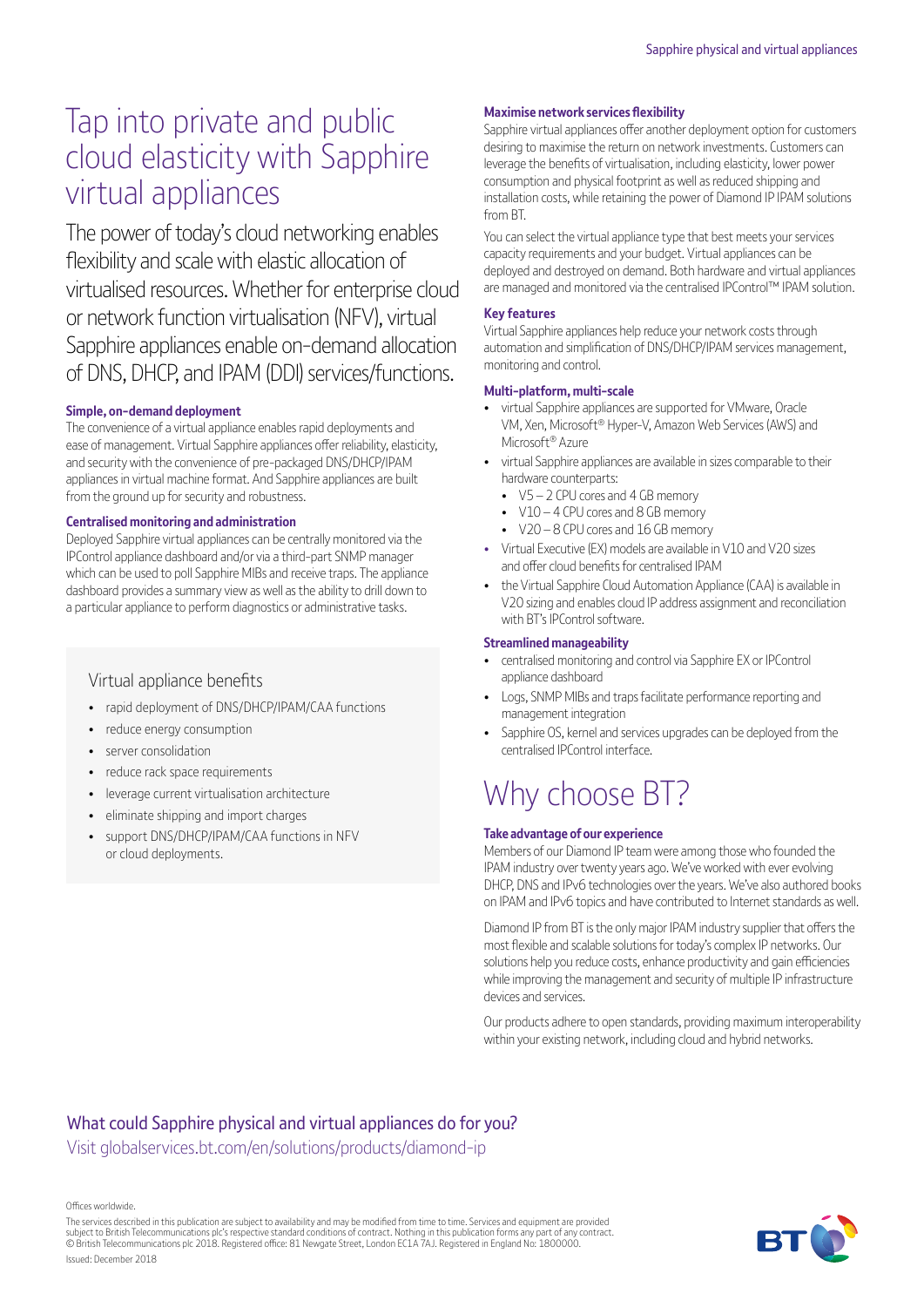# Tap into private and public cloud elasticity with Sapphire virtual appliances

The power of today's cloud networking enables flexibility and scale with elastic allocation of virtualised resources. Whether for enterprise cloud or network function virtualisation (NFV), virtual Sapphire appliances enable on-demand allocation of DNS, DHCP, and IPAM (DDI) services/functions.

### Simple, on-demand deployment

The convenience of a virtual appliance enables rapid deployments and ease of management. Virtual Sapphire appliances offer reliability, elasticity, and security with the convenience of pre-packaged DNS/DHCP/IPAM appliances in virtual machine format. And Sapphire appliances are built from the ground up for security and robustness.

### Centralised monitoring and administration

Deployed Sapphire virtual appliances can be centrally monitored via the IPControl appliance dashboard and/or via a third-part SNMP manager which can be used to poll Sapphire MIBs and receive traps. The appliance dashboard provides a summary view as well as the ability to drill down to a particular appliance to perform diagnostics or administrative tasks.

## Virtual appliance benefits

- rapid deployment of DNS/DHCP/IPAM/CAA functions
- reduce energy consumption
- server consolidation
- reduce rack space requirements
- leverage current virtualisation architecture
- eliminate shipping and import charges
- support DNS/DHCP/IPAM/CAA functions in NFV or cloud deployments.

### Maximise network services flexibility

Sapphire virtual appliances offer another deployment option for customers desiring to maximise the return on network investments. Customers can leverage the benefits of virtualisation, including elasticity, lower power consumption and physical footprint as well as reduced shipping and installation costs, while retaining the power of Diamond IP IPAM solutions from BT.

You can select the virtual appliance type that best meets your services capacity requirements and your budget. Virtual appliances can be deployed and destroyed on demand. Both hardware and virtual appliances are managed and monitored via the centralised IPControl™ IPAM solution.

### Key features

Virtual Sapphire appliances help reduce your network costs through automation and simplification of DNS/DHCP/IPAM services management, monitoring and control.

### Multi-platform, multi-scale

- virtual Sapphire appliances are supported for VMware, Oracle VM, Xen, Microsoft® Hyper-V, Amazon Web Services (AWS) and Microsoft® Azure
- virtual Sapphire appliances are available in sizes comparable to their hardware counterparts:
  - V5 – 2 CPU cores and 4 GB memory
  - V10 – 4 CPU cores and 8 GB memory
  - V20 – 8 CPU cores and 16 GB memory
- Virtual Executive (EX) models are available in V10 and V20 sizes and offer cloud benefits for centralised IPAM
- the Virtual Sapphire Cloud Automation Appliance (CAA) is available in V20 sizing and enables cloud IP address assignment and reconciliation with BT's IPControl software.

### Streamlined manageability

- centralised monitoring and control via Sapphire EX or IPControl appliance dashboard
- Logs, SNMP MIBs and traps facilitate performance reporting and management integration
- Sapphire OS, kernel and services upgrades can be deployed from the centralised IPControl interface.

# Why choose BT?

### Take advantage of our experience

Members of our Diamond IP team were among those who founded the IPAM industry over twenty years ago. We've worked with ever evolving DHCP, DNS and IPv6 technologies over the years. We've also authored books on IPAM and IPv6 topics and have contributed to Internet standards as well.

Diamond IP from BT is the only major IPAM industry supplier that offers the most flexible and scalable solutions for today's complex IP networks. Our solutions help you reduce costs, enhance productivity and gain efficiencies while improving the management and security of multiple IP infrastructure devices and services.

Our products adhere to open standards, providing maximum interoperability within your existing network, including cloud and hybrid networks.

## What could Sapphire physical and virtual appliances do for you?

Visit globalservices.bt.com/en/solutions/products/diamond-ip

Offices worldwide.

The services described in this publication are subject to availability and may be modified from time to time. Services and equipment are provided subject to British Telecommunications plc's respective standard conditions of contract. Nothing in this publication forms any part of any contract.
© British Telecommunications plc 2018. Registered office: 81 Newgate Street, London EC1A 7AJ. Registered in England No: 1800000.

Issued: December 2018